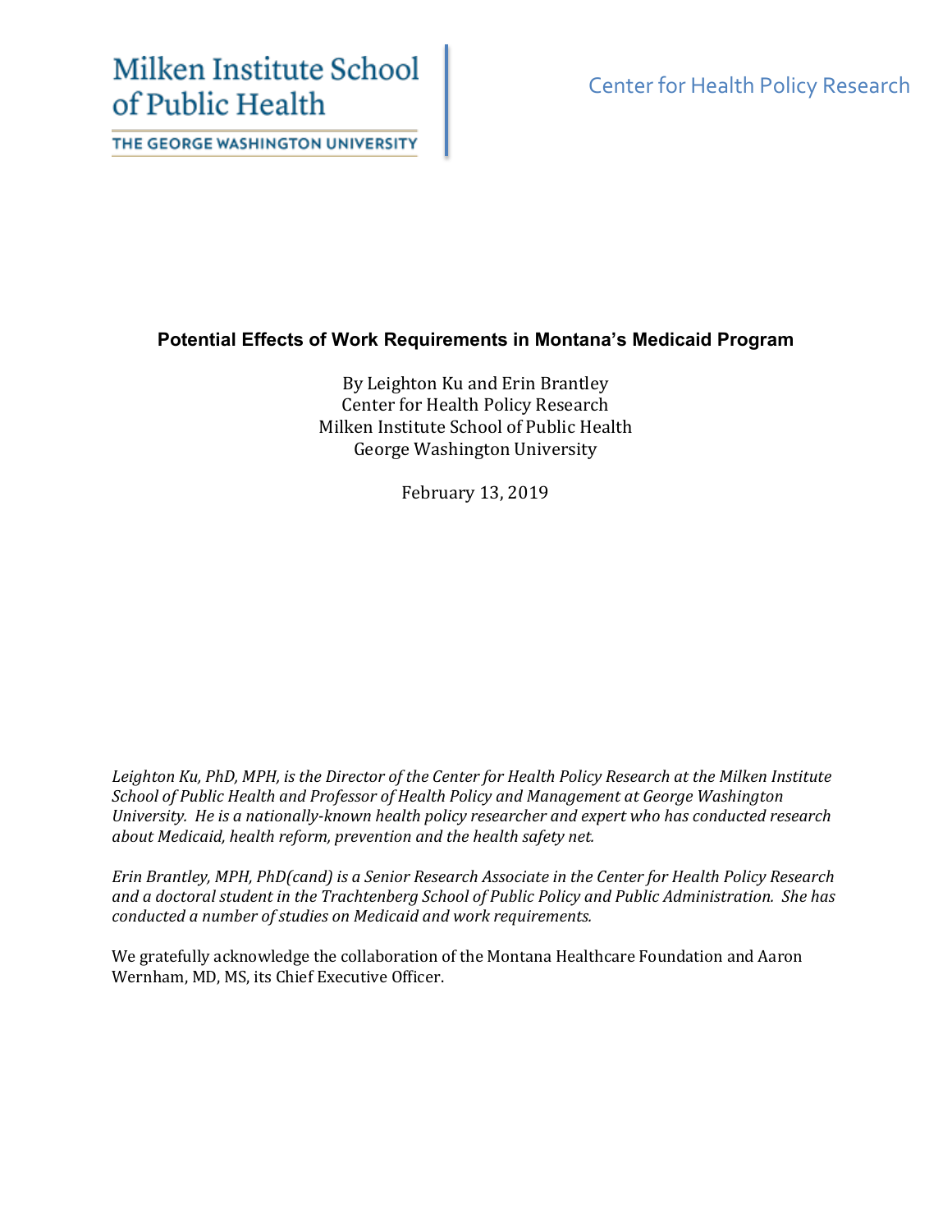Milken Institute School of Public Health

THE GEORGE WASHINGTON UNIVERSITY

Center for Health Policy Research

# Potential Effects of Work Requirements in Montana's Medicaid Program

By Leighton Ku and Erin Brantley
Center for Health Policy Research
Milken Institute School of Public Health
George Washington University

February 13, 2019

*Leighton Ku, PhD, MPH, is the Director of the Center for Health Policy Research at the Milken Institute School of Public Health and Professor of Health Policy and Management at George Washington University. He is a nationally-known health policy researcher and expert who has conducted research about Medicaid, health reform, prevention and the health safety net.*

*Erin Brantley, MPH, PhD(cand) is a Senior Research Associate in the Center for Health Policy Research and a doctoral student in the Trachtenberg School of Public Policy and Public Administration. She has conducted a number of studies on Medicaid and work requirements.*

We gratefully acknowledge the collaboration of the Montana Healthcare Foundation and Aaron Wernham, MD, MS, its Chief Executive Officer.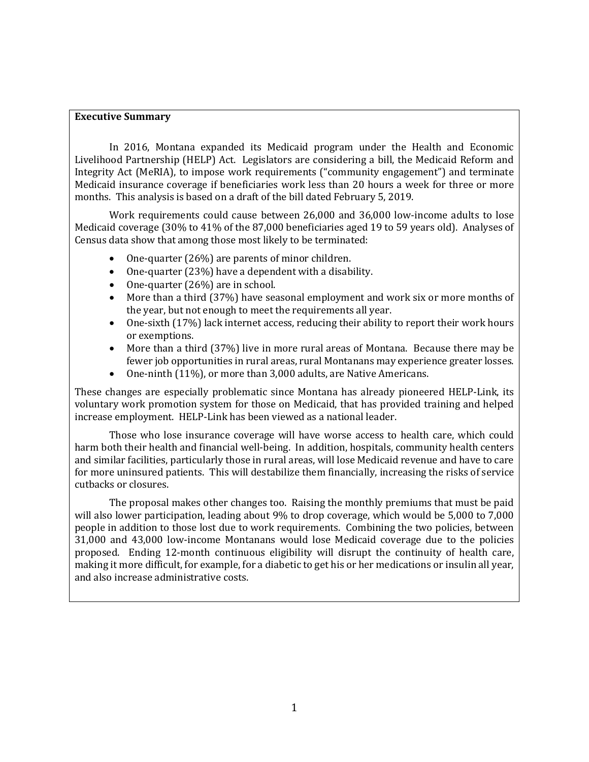**Executive Summary**

In 2016, Montana expanded its Medicaid program under the Health and Economic Livelihood Partnership (HELP) Act. Legislators are considering a bill, the Medicaid Reform and Integrity Act (MeRIA), to impose work requirements ("community engagement") and terminate Medicaid insurance coverage if beneficiaries work less than 20 hours a week for three or more months. This analysis is based on a draft of the bill dated February 5, 2019.

Work requirements could cause between 26,000 and 36,000 low-income adults to lose Medicaid coverage (30% to 41% of the 87,000 beneficiaries aged 19 to 59 years old). Analyses of Census data show that among those most likely to be terminated:

- One-quarter (26%) are parents of minor children.
- One-quarter (23%) have a dependent with a disability.
- One-quarter (26%) are in school.
- More than a third (37%) have seasonal employment and work six or more months of the year, but not enough to meet the requirements all year.
- One-sixth (17%) lack internet access, reducing their ability to report their work hours or exemptions.
- More than a third (37%) live in more rural areas of Montana. Because there may be fewer job opportunities in rural areas, rural Montanans may experience greater losses.
- One-ninth (11%), or more than 3,000 adults, are Native Americans.

These changes are especially problematic since Montana has already pioneered HELP-Link, its voluntary work promotion system for those on Medicaid, that has provided training and helped increase employment. HELP-Link has been viewed as a national leader.

Those who lose insurance coverage will have worse access to health care, which could harm both their health and financial well-being. In addition, hospitals, community health centers and similar facilities, particularly those in rural areas, will lose Medicaid revenue and have to care for more uninsured patients. This will destabilize them financially, increasing the risks of service cutbacks or closures.

The proposal makes other changes too. Raising the monthly premiums that must be paid will also lower participation, leading about 9% to drop coverage, which would be 5,000 to 7,000 people in addition to those lost due to work requirements. Combining the two policies, between 31,000 and 43,000 low-income Montanans would lose Medicaid coverage due to the policies proposed. Ending 12-month continuous eligibility will disrupt the continuity of health care, making it more difficult, for example, for a diabetic to get his or her medications or insulin all year, and also increase administrative costs.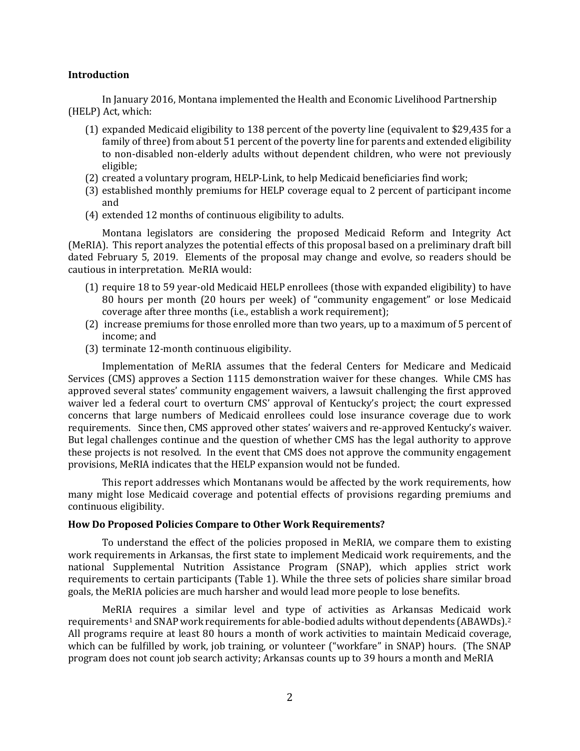### Introduction

In January 2016, Montana implemented the Health and Economic Livelihood Partnership (HELP) Act, which:

(1) expanded Medicaid eligibility to 138 percent of the poverty line (equivalent to $29,435 for a family of three) from about 51 percent of the poverty line for parents and extended eligibility to non-disabled non-elderly adults without dependent children, who were not previously eligible;
(2) created a voluntary program, HELP-Link, to help Medicaid beneficiaries find work;
(3) established monthly premiums for HELP coverage equal to 2 percent of participant income and
(4) extended 12 months of continuous eligibility to adults.

Montana legislators are considering the proposed Medicaid Reform and Integrity Act (MeRIA). This report analyzes the potential effects of this proposal based on a preliminary draft bill dated February 5, 2019. Elements of the proposal may change and evolve, so readers should be cautious in interpretation. MeRIA would:

(1) require 18 to 59 year-old Medicaid HELP enrollees (those with expanded eligibility) to have 80 hours per month (20 hours per week) of "community engagement" or lose Medicaid coverage after three months (i.e., establish a work requirement);
(2) increase premiums for those enrolled more than two years, up to a maximum of 5 percent of income; and
(3) terminate 12-month continuous eligibility.

Implementation of MeRIA assumes that the federal Centers for Medicare and Medicaid Services (CMS) approves a Section 1115 demonstration waiver for these changes. While CMS has approved several states' community engagement waivers, a lawsuit challenging the first approved waiver led a federal court to overturn CMS' approval of Kentucky's project; the court expressed concerns that large numbers of Medicaid enrollees could lose insurance coverage due to work requirements. Since then, CMS approved other states' waivers and re-approved Kentucky's waiver. But legal challenges continue and the question of whether CMS has the legal authority to approve these projects is not resolved. In the event that CMS does not approve the community engagement provisions, MeRIA indicates that the HELP expansion would not be funded.

This report addresses which Montanans would be affected by the work requirements, how many might lose Medicaid coverage and potential effects of provisions regarding premiums and continuous eligibility.

### How Do Proposed Policies Compare to Other Work Requirements?

To understand the effect of the policies proposed in MeRIA, we compare them to existing work requirements in Arkansas, the first state to implement Medicaid work requirements, and the national Supplemental Nutrition Assistance Program (SNAP), which applies strict work requirements to certain participants (Table 1). While the three sets of policies share similar broad goals, the MeRIA policies are much harsher and would lead more people to lose benefits.

MeRIA requires a similar level and type of activities as Arkansas Medicaid work requirements[1] and SNAP work requirements for able-bodied adults without dependents (ABAWDs).[2] All programs require at least 80 hours a month of work activities to maintain Medicaid coverage, which can be fulfilled by work, job training, or volunteer ("workfare" in SNAP) hours. (The SNAP program does not count job search activity; Arkansas counts up to 39 hours a month and MeRIA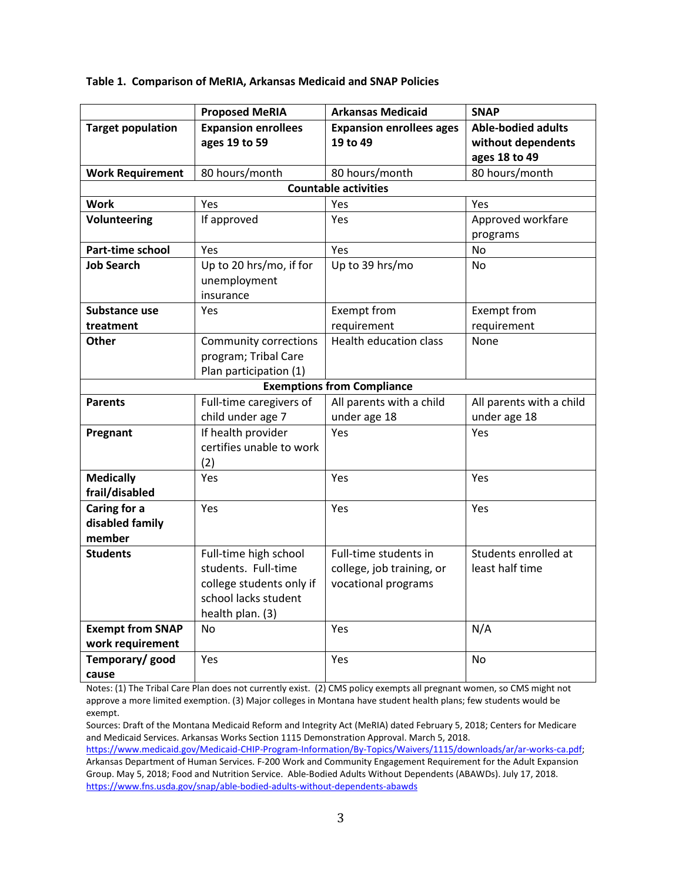**Table 1. Comparison of MeRIA, Arkansas Medicaid and SNAP Policies**

| | **Proposed MeRIA** | **Arkansas Medicaid** | **SNAP** |
|---|---|---|---|
| **Target population** | **Expansion enrollees ages 19 to 59** | **Expansion enrollees ages 19 to 49** | **Able-bodied adults without dependents ages 18 to 49** |
| **Work Requirement** | 80 hours/month | 80 hours/month | 80 hours/month |
| **Countable activities** | | | |
| **Work** | Yes | Yes | Yes |
| **Volunteering** | If approved | Yes | Approved workfare programs |
| **Part-time school** | Yes | Yes | No |
| **Job Search** | Up to 20 hrs/mo, if for unemployment insurance | Up to 39 hrs/mo | No |
| **Substance use treatment** | Yes | Exempt from requirement | Exempt from requirement |
| **Other** | Community corrections program; Tribal Care Plan participation (1) | Health education class | None |
| **Exemptions from Compliance** | | | |
| **Parents** | Full-time caregivers of child under age 7 | All parents with a child under age 18 | All parents with a child under age 18 |
| **Pregnant** | If health provider certifies unable to work (2) | Yes | Yes |
| **Medically frail/disabled** | Yes | Yes | Yes |
| **Caring for a disabled family member** | Yes | Yes | Yes |
| **Students** | Full-time high school students. Full-time college students only if school lacks student health plan. (3) | Full-time students in college, job training, or vocational programs | Students enrolled at least half time |
| **Exempt from SNAP work requirement** | No | Yes | N/A |
| **Temporary/ good cause** | Yes | Yes | No |

Notes: (1) The Tribal Care Plan does not currently exist. (2) CMS policy exempts all pregnant women, so CMS might not approve a more limited exemption. (3) Major colleges in Montana have student health plans; few students would be exempt.

Sources: Draft of the Montana Medicaid Reform and Integrity Act (MeRIA) dated February 5, 2018; Centers for Medicare and Medicaid Services. Arkansas Works Section 1115 Demonstration Approval. March 5, 2018. https://www.medicaid.gov/Medicaid-CHIP-Program-Information/By-Topics/Waivers/1115/downloads/ar/ar-works-ca.pdf; Arkansas Department of Human Services. F-200 Work and Community Engagement Requirement for the Adult Expansion Group. May 5, 2018; Food and Nutrition Service. Able-Bodied Adults Without Dependents (ABAWDs). July 17, 2018. https://www.fns.usda.gov/snap/able-bodied-adults-without-dependents-abawds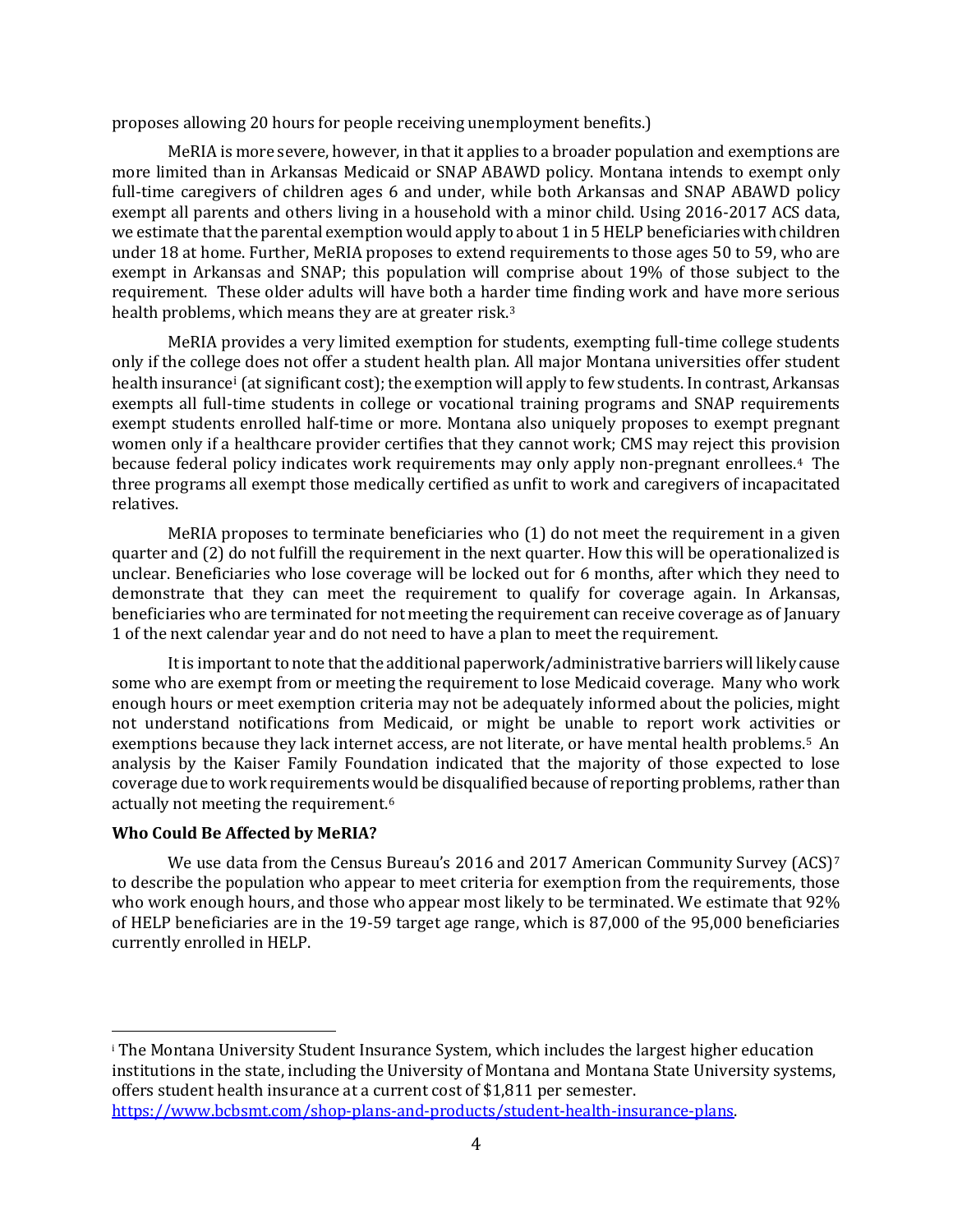proposes allowing 20 hours for people receiving unemployment benefits.)

MeRIA is more severe, however, in that it applies to a broader population and exemptions are more limited than in Arkansas Medicaid or SNAP ABAWD policy. Montana intends to exempt only full-time caregivers of children ages 6 and under, while both Arkansas and SNAP ABAWD policy exempt all parents and others living in a household with a minor child. Using 2016-2017 ACS data, we estimate that the parental exemption would apply to about 1 in 5 HELP beneficiaries with children under 18 at home. Further, MeRIA proposes to extend requirements to those ages 50 to 59, who are exempt in Arkansas and SNAP; this population will comprise about 19% of those subject to the requirement. These older adults will have both a harder time finding work and have more serious health problems, which means they are at greater risk.[3]

MeRIA provides a very limited exemption for students, exempting full-time college students only if the college does not offer a student health plan. All major Montana universities offer student health insurance[i] (at significant cost); the exemption will apply to few students. In contrast, Arkansas exempts all full-time students in college or vocational training programs and SNAP requirements exempt students enrolled half-time or more. Montana also uniquely proposes to exempt pregnant women only if a healthcare provider certifies that they cannot work; CMS may reject this provision because federal policy indicates work requirements may only apply non-pregnant enrollees.[4] The three programs all exempt those medically certified as unfit to work and caregivers of incapacitated relatives.

MeRIA proposes to terminate beneficiaries who (1) do not meet the requirement in a given quarter and (2) do not fulfill the requirement in the next quarter. How this will be operationalized is unclear. Beneficiaries who lose coverage will be locked out for 6 months, after which they need to demonstrate that they can meet the requirement to qualify for coverage again. In Arkansas, beneficiaries who are terminated for not meeting the requirement can receive coverage as of January 1 of the next calendar year and do not need to have a plan to meet the requirement.

It is important to note that the additional paperwork/administrative barriers will likely cause some who are exempt from or meeting the requirement to lose Medicaid coverage. Many who work enough hours or meet exemption criteria may not be adequately informed about the policies, might not understand notifications from Medicaid, or might be unable to report work activities or exemptions because they lack internet access, are not literate, or have mental health problems.[5] An analysis by the Kaiser Family Foundation indicated that the majority of those expected to lose coverage due to work requirements would be disqualified because of reporting problems, rather than actually not meeting the requirement.[6]

**Who Could Be Affected by MeRIA?**

We use data from the Census Bureau's 2016 and 2017 American Community Survey (ACS)[7] to describe the population who appear to meet criteria for exemption from the requirements, those who work enough hours, and those who appear most likely to be terminated. We estimate that 92% of HELP beneficiaries are in the 19-59 target age range, which is 87,000 of the 95,000 beneficiaries currently enrolled in HELP.

---

[i] The Montana University Student Insurance System, which includes the largest higher education institutions in the state, including the University of Montana and Montana State University systems, offers student health insurance at a current cost of $1,811 per semester. https://www.bcbsmt.com/shop-plans-and-products/student-health-insurance-plans.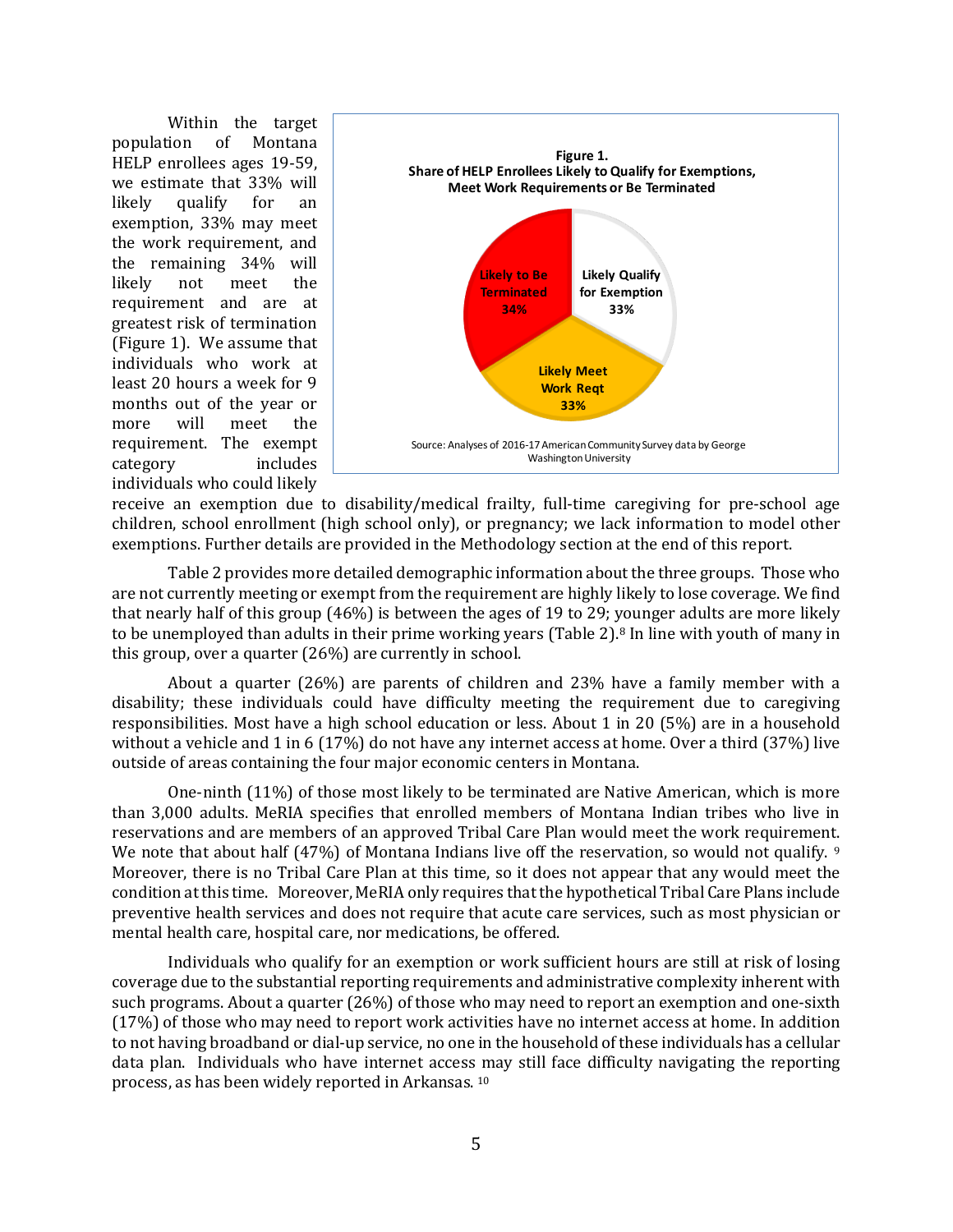Within the target population of Montana HELP enrollees ages 19-59, we estimate that 33% will likely qualify for an exemption, 33% may meet the work requirement, and the remaining 34% will likely not meet the requirement and are at greatest risk of termination (Figure 1). We assume that individuals who work at least 20 hours a week for 9 months out of the year or more will meet the requirement. The exempt category includes individuals who could likely receive an exemption due to disability/medical frailty, full-time caregiving for pre-school age children, school enrollment (high school only), or pregnancy; we lack information to model other exemptions. Further details are provided in the Methodology section at the end of this report.

**Figure 1.**
**Share of HELP Enrollees Likely to Qualify for Exemptions, Meet Work Requirements or Be Terminated**

| Category | Share |
|---|---|
| Likely to Be Terminated | 34% |
| Likely Qualify for Exemption | 33% |
| Likely Meet Work Reqt | 33% |

Source: Analyses of 2016-17 American Community Survey data by George Washington University

Table 2 provides more detailed demographic information about the three groups. Those who are not currently meeting or exempt from the requirement are highly likely to lose coverage. We find that nearly half of this group (46%) is between the ages of 19 to 29; younger adults are more likely to be unemployed than adults in their prime working years (Table 2).[8] In line with youth of many in this group, over a quarter (26%) are currently in school.

About a quarter (26%) are parents of children and 23% have a family member with a disability; these individuals could have difficulty meeting the requirement due to caregiving responsibilities. Most have a high school education or less. About 1 in 20 (5%) are in a household without a vehicle and 1 in 6 (17%) do not have any internet access at home. Over a third (37%) live outside of areas containing the four major economic centers in Montana.

One-ninth (11%) of those most likely to be terminated are Native American, which is more than 3,000 adults. MeRIA specifies that enrolled members of Montana Indian tribes who live in reservations and are members of an approved Tribal Care Plan would meet the work requirement. We note that about half (47%) of Montana Indians live off the reservation, so would not qualify. [9] Moreover, there is no Tribal Care Plan at this time, so it does not appear that any would meet the condition at this time. Moreover, MeRIA only requires that the hypothetical Tribal Care Plans include preventive health services and does not require that acute care services, such as most physician or mental health care, hospital care, nor medications, be offered.

Individuals who qualify for an exemption or work sufficient hours are still at risk of losing coverage due to the substantial reporting requirements and administrative complexity inherent with such programs. About a quarter (26%) of those who may need to report an exemption and one-sixth (17%) of those who may need to report work activities have no internet access at home. In addition to not having broadband or dial-up service, no one in the household of these individuals has a cellular data plan. Individuals who have internet access may still face difficulty navigating the reporting process, as has been widely reported in Arkansas. [10]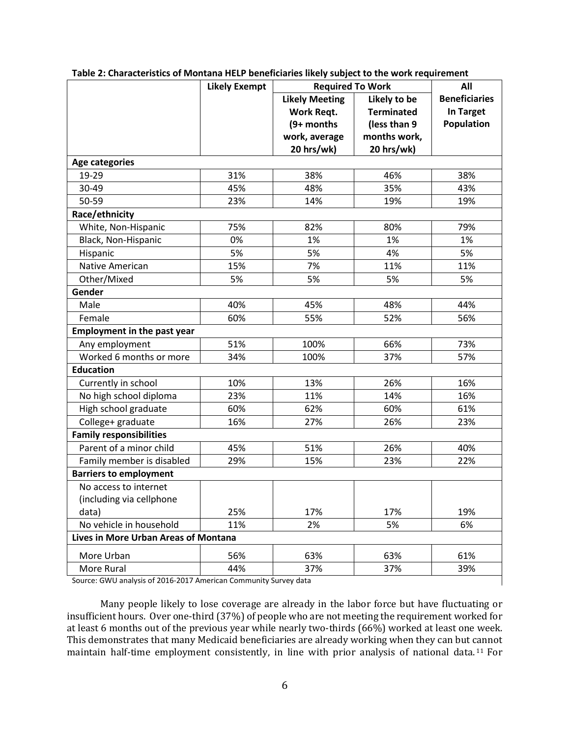**Table 2: Characteristics of Montana HELP beneficiaries likely subject to the work requirement**

| | Likely Exempt | Required To Work | | All Beneficiaries In Target Population |
|---|---|---|---|---|
| | | Likely Meeting Work Reqt. (9+ months work, average 20 hrs/wk) | Likely to be Terminated (less than 9 months work, 20 hrs/wk) | |
| **Age categories** | | | | |
| 19-29 | 31% | 38% | 46% | 38% |
| 30-49 | 45% | 48% | 35% | 43% |
| 50-59 | 23% | 14% | 19% | 19% |
| **Race/ethnicity** | | | | |
| White, Non-Hispanic | 75% | 82% | 80% | 79% |
| Black, Non-Hispanic | 0% | 1% | 1% | 1% |
| Hispanic | 5% | 5% | 4% | 5% |
| Native American | 15% | 7% | 11% | 11% |
| Other/Mixed | 5% | 5% | 5% | 5% |
| **Gender** | | | | |
| Male | 40% | 45% | 48% | 44% |
| Female | 60% | 55% | 52% | 56% |
| **Employment in the past year** | | | | |
| Any employment | 51% | 100% | 66% | 73% |
| Worked 6 months or more | 34% | 100% | 37% | 57% |
| **Education** | | | | |
| Currently in school | 10% | 13% | 26% | 16% |
| No high school diploma | 23% | 11% | 14% | 16% |
| High school graduate | 60% | 62% | 60% | 61% |
| College+ graduate | 16% | 27% | 26% | 23% |
| **Family responsibilities** | | | | |
| Parent of a minor child | 45% | 51% | 26% | 40% |
| Family member is disabled | 29% | 15% | 23% | 22% |
| **Barriers to employment** | | | | |
| No access to internet (including via cellphone data) | 25% | 17% | 17% | 19% |
| No vehicle in household | 11% | 2% | 5% | 6% |
| **Lives in More Urban Areas of Montana** | | | | |
| More Urban | 56% | 63% | 63% | 61% |
| More Rural | 44% | 37% | 37% | 39% |

Source: GWU analysis of 2016-2017 American Community Survey data

Many people likely to lose coverage are already in the labor force but have fluctuating or insufficient hours. Over one-third (37%) of people who are not meeting the requirement worked for at least 6 months out of the previous year while nearly two-thirds (66%) worked at least one week. This demonstrates that many Medicaid beneficiaries are already working when they can but cannot maintain half-time employment consistently, in line with prior analysis of national data.[11] For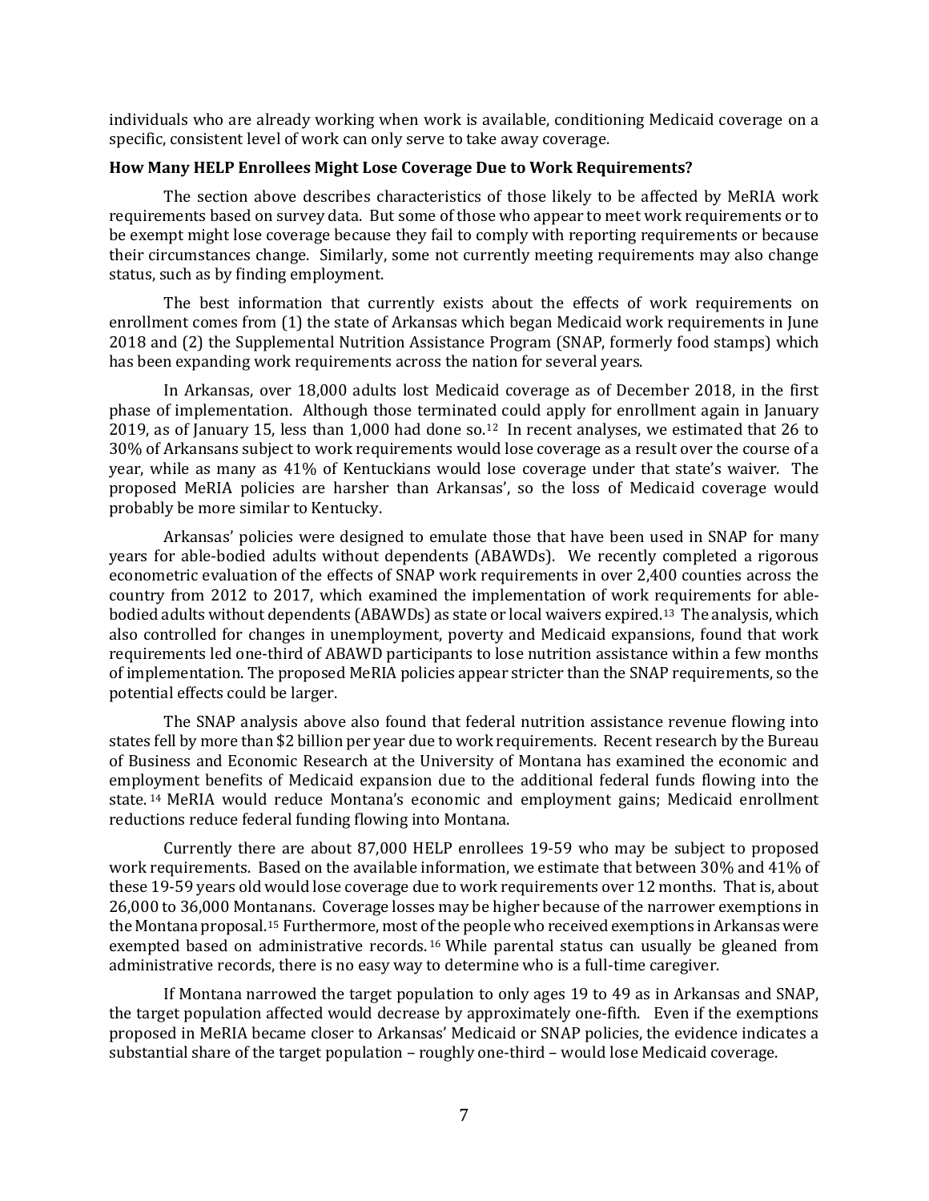individuals who are already working when work is available, conditioning Medicaid coverage on a specific, consistent level of work can only serve to take away coverage.

**How Many HELP Enrollees Might Lose Coverage Due to Work Requirements?**

The section above describes characteristics of those likely to be affected by MeRIA work requirements based on survey data. But some of those who appear to meet work requirements or to be exempt might lose coverage because they fail to comply with reporting requirements or because their circumstances change. Similarly, some not currently meeting requirements may also change status, such as by finding employment.

The best information that currently exists about the effects of work requirements on enrollment comes from (1) the state of Arkansas which began Medicaid work requirements in June 2018 and (2) the Supplemental Nutrition Assistance Program (SNAP, formerly food stamps) which has been expanding work requirements across the nation for several years.

In Arkansas, over 18,000 adults lost Medicaid coverage as of December 2018, in the first phase of implementation. Although those terminated could apply for enrollment again in January 2019, as of January 15, less than 1,000 had done so.[12] In recent analyses, we estimated that 26 to 30% of Arkansans subject to work requirements would lose coverage as a result over the course of a year, while as many as 41% of Kentuckians would lose coverage under that state's waiver. The proposed MeRIA policies are harsher than Arkansas', so the loss of Medicaid coverage would probably be more similar to Kentucky.

Arkansas' policies were designed to emulate those that have been used in SNAP for many years for able-bodied adults without dependents (ABAWDs). We recently completed a rigorous econometric evaluation of the effects of SNAP work requirements in over 2,400 counties across the country from 2012 to 2017, which examined the implementation of work requirements for able-bodied adults without dependents (ABAWDs) as state or local waivers expired.[13] The analysis, which also controlled for changes in unemployment, poverty and Medicaid expansions, found that work requirements led one-third of ABAWD participants to lose nutrition assistance within a few months of implementation. The proposed MeRIA policies appear stricter than the SNAP requirements, so the potential effects could be larger.

The SNAP analysis above also found that federal nutrition assistance revenue flowing into states fell by more than $2 billion per year due to work requirements. Recent research by the Bureau of Business and Economic Research at the University of Montana has examined the economic and employment benefits of Medicaid expansion due to the additional federal funds flowing into the state.[14] MeRIA would reduce Montana's economic and employment gains; Medicaid enrollment reductions reduce federal funding flowing into Montana.

Currently there are about 87,000 HELP enrollees 19-59 who may be subject to proposed work requirements. Based on the available information, we estimate that between 30% and 41% of these 19-59 years old would lose coverage due to work requirements over 12 months. That is, about 26,000 to 36,000 Montanans. Coverage losses may be higher because of the narrower exemptions in the Montana proposal.[15] Furthermore, most of the people who received exemptions in Arkansas were exempted based on administrative records.[16] While parental status can usually be gleaned from administrative records, there is no easy way to determine who is a full-time caregiver.

If Montana narrowed the target population to only ages 19 to 49 as in Arkansas and SNAP, the target population affected would decrease by approximately one-fifth. Even if the exemptions proposed in MeRIA became closer to Arkansas' Medicaid or SNAP policies, the evidence indicates a substantial share of the target population – roughly one-third – would lose Medicaid coverage.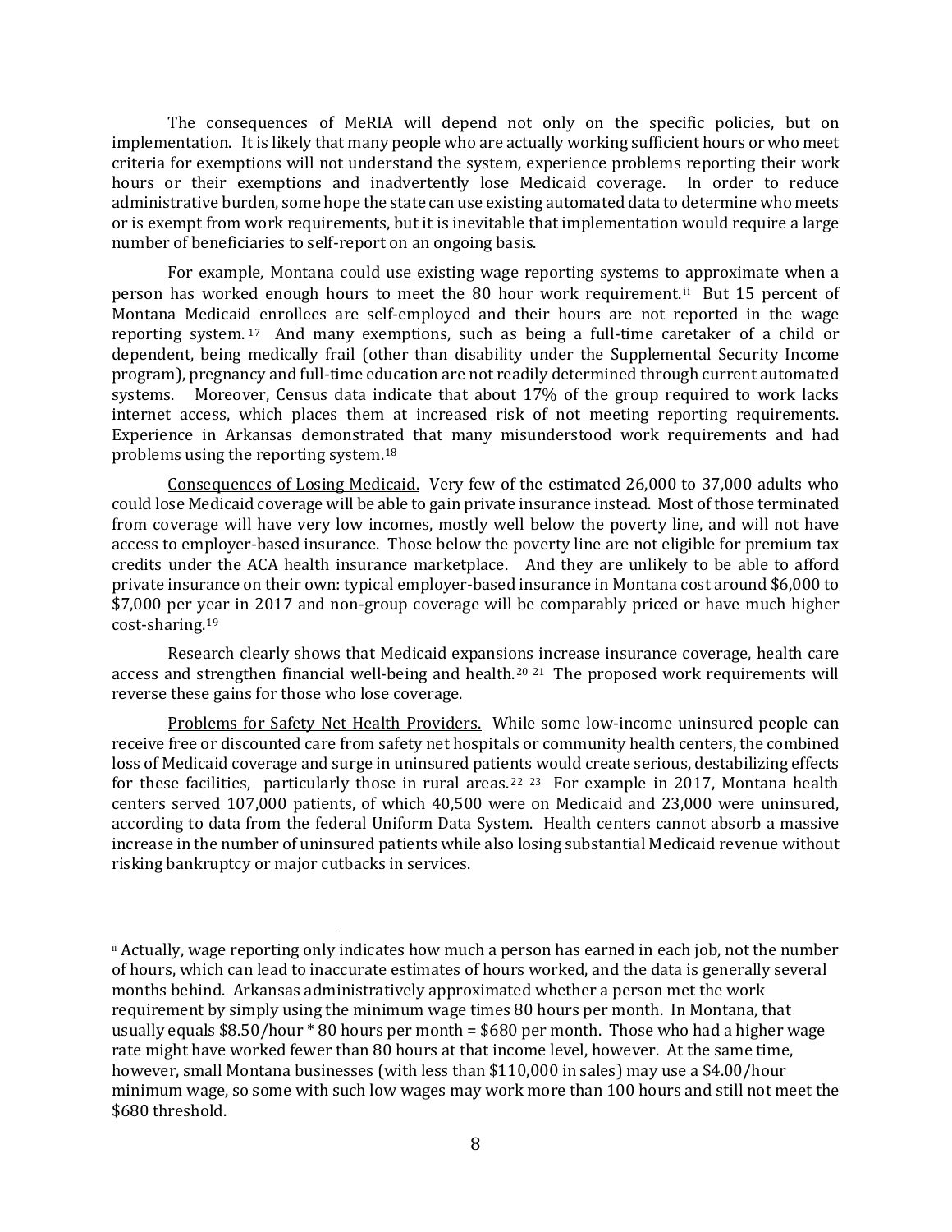The consequences of MeRIA will depend not only on the specific policies, but on implementation. It is likely that many people who are actually working sufficient hours or who meet criteria for exemptions will not understand the system, experience problems reporting their work hours or their exemptions and inadvertently lose Medicaid coverage. In order to reduce administrative burden, some hope the state can use existing automated data to determine who meets or is exempt from work requirements, but it is inevitable that implementation would require a large number of beneficiaries to self-report on an ongoing basis.

For example, Montana could use existing wage reporting systems to approximate when a person has worked enough hours to meet the 80 hour work requirement.[ii] But 15 percent of Montana Medicaid enrollees are self-employed and their hours are not reported in the wage reporting system.[17] And many exemptions, such as being a full-time caretaker of a child or dependent, being medically frail (other than disability under the Supplemental Security Income program), pregnancy and full-time education are not readily determined through current automated systems. Moreover, Census data indicate that about 17% of the group required to work lacks internet access, which places them at increased risk of not meeting reporting requirements. Experience in Arkansas demonstrated that many misunderstood work requirements and had problems using the reporting system.[18]

Consequences of Losing Medicaid. Very few of the estimated 26,000 to 37,000 adults who could lose Medicaid coverage will be able to gain private insurance instead. Most of those terminated from coverage will have very low incomes, mostly well below the poverty line, and will not have access to employer-based insurance. Those below the poverty line are not eligible for premium tax credits under the ACA health insurance marketplace. And they are unlikely to be able to afford private insurance on their own: typical employer-based insurance in Montana cost around $6,000 to $7,000 per year in 2017 and non-group coverage will be comparably priced or have much higher cost-sharing.[19]

Research clearly shows that Medicaid expansions increase insurance coverage, health care access and strengthen financial well-being and health.[20] [21] The proposed work requirements will reverse these gains for those who lose coverage.

Problems for Safety Net Health Providers. While some low-income uninsured people can receive free or discounted care from safety net hospitals or community health centers, the combined loss of Medicaid coverage and surge in uninsured patients would create serious, destabilizing effects for these facilities, particularly those in rural areas.[22] [23] For example in 2017, Montana health centers served 107,000 patients, of which 40,500 were on Medicaid and 23,000 were uninsured, according to data from the federal Uniform Data System. Health centers cannot absorb a massive increase in the number of uninsured patients while also losing substantial Medicaid revenue without risking bankruptcy or major cutbacks in services.

---

[ii] Actually, wage reporting only indicates how much a person has earned in each job, not the number of hours, which can lead to inaccurate estimates of hours worked, and the data is generally several months behind. Arkansas administratively approximated whether a person met the work requirement by simply using the minimum wage times 80 hours per month. In Montana, that usually equals $8.50/hour * 80 hours per month = $680 per month. Those who had a higher wage rate might have worked fewer than 80 hours at that income level, however. At the same time, however, small Montana businesses (with less than $110,000 in sales) may use a $4.00/hour minimum wage, so some with such low wages may work more than 100 hours and still not meet the $680 threshold.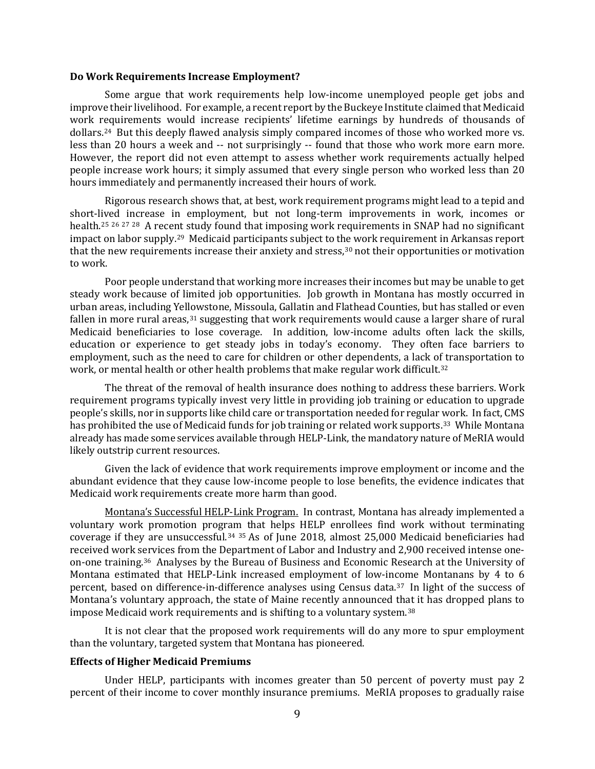**Do Work Requirements Increase Employment?**

Some argue that work requirements help low-income unemployed people get jobs and improve their livelihood. For example, a recent report by the Buckeye Institute claimed that Medicaid work requirements would increase recipients' lifetime earnings by hundreds of thousands of dollars.[24] But this deeply flawed analysis simply compared incomes of those who worked more vs. less than 20 hours a week and -- not surprisingly -- found that those who work more earn more. However, the report did not even attempt to assess whether work requirements actually helped people increase work hours; it simply assumed that every single person who worked less than 20 hours immediately and permanently increased their hours of work.

Rigorous research shows that, at best, work requirement programs might lead to a tepid and short-lived increase in employment, but not long-term improvements in work, incomes or health.[25] [26] [27] [28] A recent study found that imposing work requirements in SNAP had no significant impact on labor supply.[29] Medicaid participants subject to the work requirement in Arkansas report that the new requirements increase their anxiety and stress,[30] not their opportunities or motivation to work.

Poor people understand that working more increases their incomes but may be unable to get steady work because of limited job opportunities. Job growth in Montana has mostly occurred in urban areas, including Yellowstone, Missoula, Gallatin and Flathead Counties, but has stalled or even fallen in more rural areas,[31] suggesting that work requirements would cause a larger share of rural Medicaid beneficiaries to lose coverage. In addition, low-income adults often lack the skills, education or experience to get steady jobs in today's economy. They often face barriers to employment, such as the need to care for children or other dependents, a lack of transportation to work, or mental health or other health problems that make regular work difficult.[32]

The threat of the removal of health insurance does nothing to address these barriers. Work requirement programs typically invest very little in providing job training or education to upgrade people's skills, nor in supports like child care or transportation needed for regular work. In fact, CMS has prohibited the use of Medicaid funds for job training or related work supports.[33] While Montana already has made some services available through HELP-Link, the mandatory nature of MeRIA would likely outstrip current resources.

Given the lack of evidence that work requirements improve employment or income and the abundant evidence that they cause low-income people to lose benefits, the evidence indicates that Medicaid work requirements create more harm than good.

<u>Montana's Successful HELP-Link Program.</u> In contrast, Montana has already implemented a voluntary work promotion program that helps HELP enrollees find work without terminating coverage if they are unsuccessful.[34] [35] As of June 2018, almost 25,000 Medicaid beneficiaries had received work services from the Department of Labor and Industry and 2,900 received intense one-on-one training.[36] Analyses by the Bureau of Business and Economic Research at the University of Montana estimated that HELP-Link increased employment of low-income Montanans by 4 to 6 percent, based on difference-in-difference analyses using Census data.[37] In light of the success of Montana's voluntary approach, the state of Maine recently announced that it has dropped plans to impose Medicaid work requirements and is shifting to a voluntary system.[38]

It is not clear that the proposed work requirements will do any more to spur employment than the voluntary, targeted system that Montana has pioneered.

**Effects of Higher Medicaid Premiums**

Under HELP, participants with incomes greater than 50 percent of poverty must pay 2 percent of their income to cover monthly insurance premiums. MeRIA proposes to gradually raise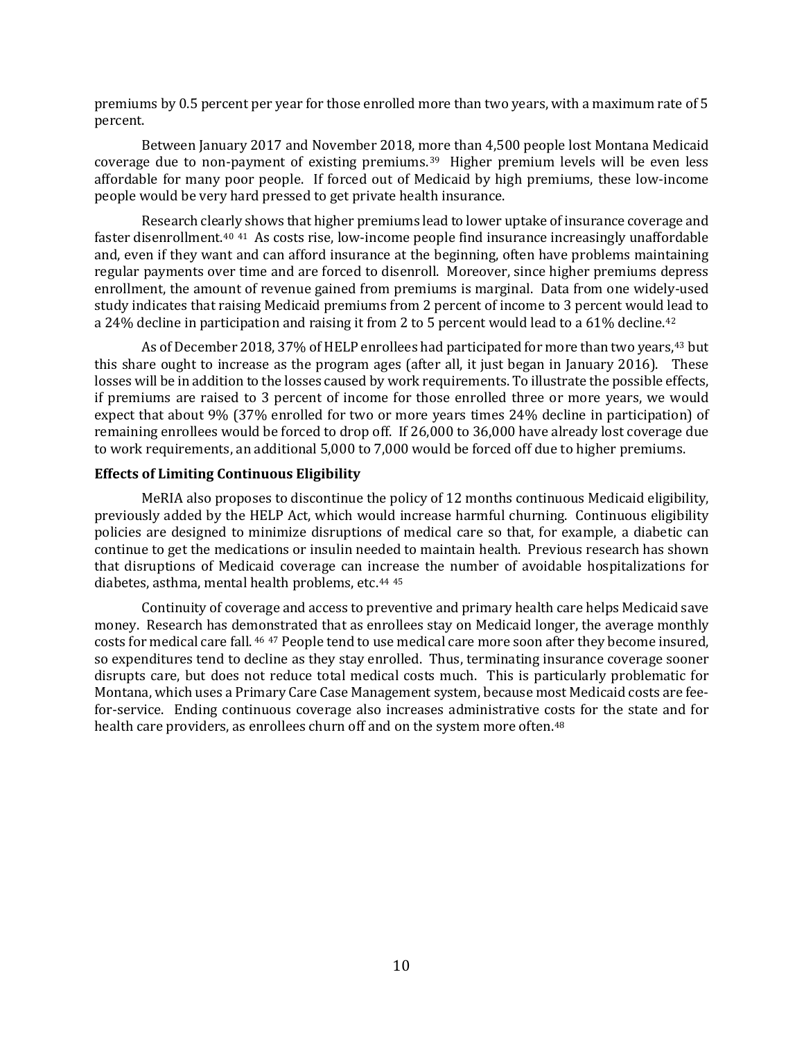premiums by 0.5 percent per year for those enrolled more than two years, with a maximum rate of 5 percent.

Between January 2017 and November 2018, more than 4,500 people lost Montana Medicaid coverage due to non-payment of existing premiums.[39] Higher premium levels will be even less affordable for many poor people. If forced out of Medicaid by high premiums, these low-income people would be very hard pressed to get private health insurance.

Research clearly shows that higher premiums lead to lower uptake of insurance coverage and faster disenrollment.[40] [41] As costs rise, low-income people find insurance increasingly unaffordable and, even if they want and can afford insurance at the beginning, often have problems maintaining regular payments over time and are forced to disenroll. Moreover, since higher premiums depress enrollment, the amount of revenue gained from premiums is marginal. Data from one widely-used study indicates that raising Medicaid premiums from 2 percent of income to 3 percent would lead to a 24% decline in participation and raising it from 2 to 5 percent would lead to a 61% decline.[42]

As of December 2018, 37% of HELP enrollees had participated for more than two years,[43] but this share ought to increase as the program ages (after all, it just began in January 2016). These losses will be in addition to the losses caused by work requirements. To illustrate the possible effects, if premiums are raised to 3 percent of income for those enrolled three or more years, we would expect that about 9% (37% enrolled for two or more years times 24% decline in participation) of remaining enrollees would be forced to drop off. If 26,000 to 36,000 have already lost coverage due to work requirements, an additional 5,000 to 7,000 would be forced off due to higher premiums.

**Effects of Limiting Continuous Eligibility**

MeRIA also proposes to discontinue the policy of 12 months continuous Medicaid eligibility, previously added by the HELP Act, which would increase harmful churning. Continuous eligibility policies are designed to minimize disruptions of medical care so that, for example, a diabetic can continue to get the medications or insulin needed to maintain health. Previous research has shown that disruptions of Medicaid coverage can increase the number of avoidable hospitalizations for diabetes, asthma, mental health problems, etc.[44] [45]

Continuity of coverage and access to preventive and primary health care helps Medicaid save money. Research has demonstrated that as enrollees stay on Medicaid longer, the average monthly costs for medical care fall. [46] [47] People tend to use medical care more soon after they become insured, so expenditures tend to decline as they stay enrolled. Thus, terminating insurance coverage sooner disrupts care, but does not reduce total medical costs much. This is particularly problematic for Montana, which uses a Primary Care Case Management system, because most Medicaid costs are fee-for-service. Ending continuous coverage also increases administrative costs for the state and for health care providers, as enrollees churn off and on the system more often.[48]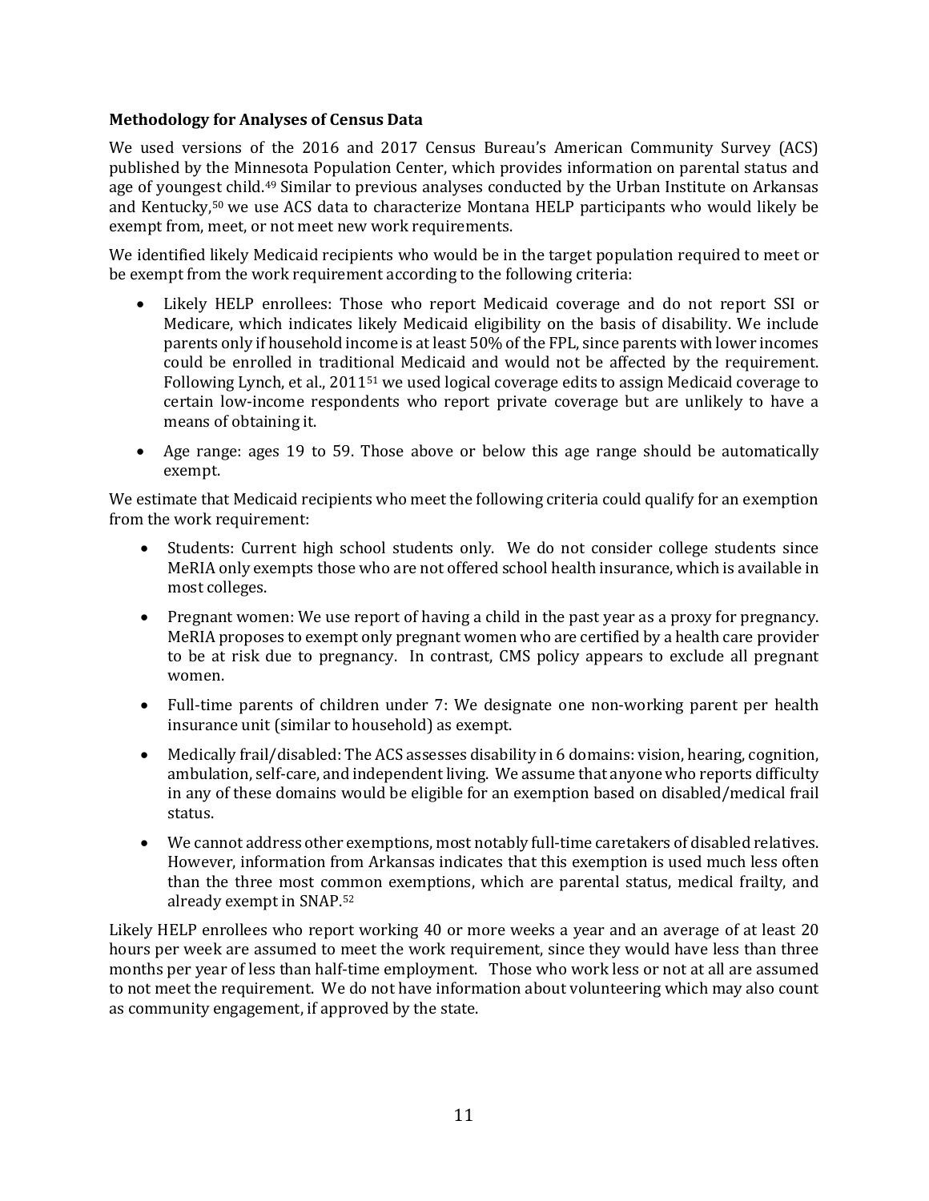**Methodology for Analyses of Census Data**

We used versions of the 2016 and 2017 Census Bureau's American Community Survey (ACS) published by the Minnesota Population Center, which provides information on parental status and age of youngest child.[49] Similar to previous analyses conducted by the Urban Institute on Arkansas and Kentucky,[50] we use ACS data to characterize Montana HELP participants who would likely be exempt from, meet, or not meet new work requirements.

We identified likely Medicaid recipients who would be in the target population required to meet or be exempt from the work requirement according to the following criteria:

- Likely HELP enrollees: Those who report Medicaid coverage and do not report SSI or Medicare, which indicates likely Medicaid eligibility on the basis of disability. We include parents only if household income is at least 50% of the FPL, since parents with lower incomes could be enrolled in traditional Medicaid and would not be affected by the requirement. Following Lynch, et al., 2011[51] we used logical coverage edits to assign Medicaid coverage to certain low-income respondents who report private coverage but are unlikely to have a means of obtaining it.
- Age range: ages 19 to 59. Those above or below this age range should be automatically exempt.

We estimate that Medicaid recipients who meet the following criteria could qualify for an exemption from the work requirement:

- Students: Current high school students only. We do not consider college students since MeRIA only exempts those who are not offered school health insurance, which is available in most colleges.
- Pregnant women: We use report of having a child in the past year as a proxy for pregnancy. MeRIA proposes to exempt only pregnant women who are certified by a health care provider to be at risk due to pregnancy. In contrast, CMS policy appears to exclude all pregnant women.
- Full-time parents of children under 7: We designate one non-working parent per health insurance unit (similar to household) as exempt.
- Medically frail/disabled: The ACS assesses disability in 6 domains: vision, hearing, cognition, ambulation, self-care, and independent living. We assume that anyone who reports difficulty in any of these domains would be eligible for an exemption based on disabled/medical frail status.
- We cannot address other exemptions, most notably full-time caretakers of disabled relatives. However, information from Arkansas indicates that this exemption is used much less often than the three most common exemptions, which are parental status, medical frailty, and already exempt in SNAP.[52]

Likely HELP enrollees who report working 40 or more weeks a year and an average of at least 20 hours per week are assumed to meet the work requirement, since they would have less than three months per year of less than half-time employment. Those who work less or not at all are assumed to not meet the requirement. We do not have information about volunteering which may also count as community engagement, if approved by the state.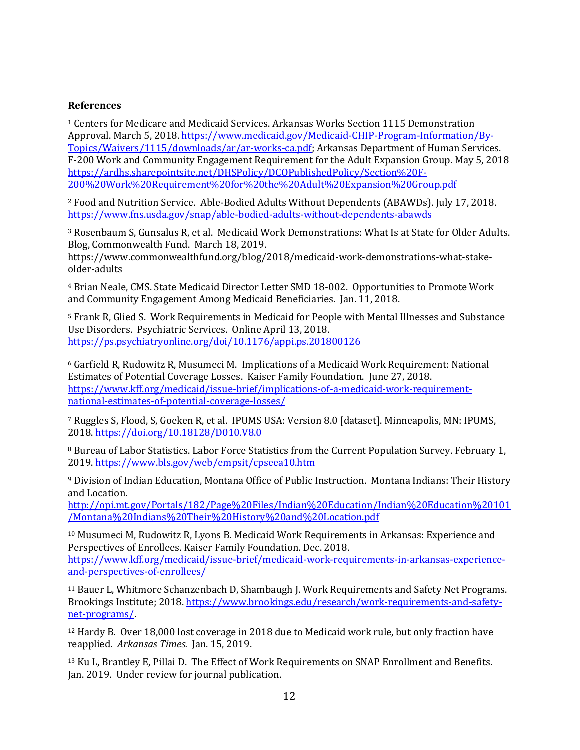**References**

[1] Centers for Medicare and Medicaid Services. Arkansas Works Section 1115 Demonstration Approval. March 5, 2018. https://www.medicaid.gov/Medicaid-CHIP-Program-Information/By-Topics/Waivers/1115/downloads/ar/ar-works-ca.pdf; Arkansas Department of Human Services. F-200 Work and Community Engagement Requirement for the Adult Expansion Group. May 5, 2018 https://ardhs.sharepointsite.net/DHSPolicy/DCOPublishedPolicy/Section%20F-200%20Work%20Requirement%20for%20the%20Adult%20Expansion%20Group.pdf

[2] Food and Nutrition Service. Able-Bodied Adults Without Dependents (ABAWDs). July 17, 2018. https://www.fns.usda.gov/snap/able-bodied-adults-without-dependents-abawds

[3] Rosenbaum S, Gunsalus R, et al. Medicaid Work Demonstrations: What Is at State for Older Adults. Blog, Commonwealth Fund. March 18, 2019. https://www.commonwealthfund.org/blog/2018/medicaid-work-demonstrations-what-stake-older-adults

[4] Brian Neale, CMS. State Medicaid Director Letter SMD 18-002. Opportunities to Promote Work and Community Engagement Among Medicaid Beneficiaries. Jan. 11, 2018.

[5] Frank R, Glied S. Work Requirements in Medicaid for People with Mental Illnesses and Substance Use Disorders. Psychiatric Services. Online April 13, 2018. https://ps.psychiatryonline.org/doi/10.1176/appi.ps.201800126

[6] Garfield R, Rudowitz R, Musumeci M. Implications of a Medicaid Work Requirement: National Estimates of Potential Coverage Losses. Kaiser Family Foundation. June 27, 2018. https://www.kff.org/medicaid/issue-brief/implications-of-a-medicaid-work-requirement-national-estimates-of-potential-coverage-losses/

[7] Ruggles S, Flood, S, Goeken R, et al. IPUMS USA: Version 8.0 [dataset]. Minneapolis, MN: IPUMS, 2018. https://doi.org/10.18128/D010.V8.0

[8] Bureau of Labor Statistics. Labor Force Statistics from the Current Population Survey. February 1, 2019. https://www.bls.gov/web/empsit/cpseea10.htm

[9] Division of Indian Education, Montana Office of Public Instruction. Montana Indians: Their History and Location. http://opi.mt.gov/Portals/182/Page%20Files/Indian%20Education/Indian%20Education%20101/Montana%20Indians%20Their%20History%20and%20Location.pdf

[10] Musumeci M, Rudowitz R, Lyons B. Medicaid Work Requirements in Arkansas: Experience and Perspectives of Enrollees. Kaiser Family Foundation. Dec. 2018. https://www.kff.org/medicaid/issue-brief/medicaid-work-requirements-in-arkansas-experience-and-perspectives-of-enrollees/

[11] Bauer L, Whitmore Schanzenbach D, Shambaugh J. Work Requirements and Safety Net Programs. Brookings Institute; 2018. https://www.brookings.edu/research/work-requirements-and-safety-net-programs/.

[12] Hardy B. Over 18,000 lost coverage in 2018 due to Medicaid work rule, but only fraction have reapplied. *Arkansas Times.* Jan. 15, 2019.

[13] Ku L, Brantley E, Pillai D. The Effect of Work Requirements on SNAP Enrollment and Benefits. Jan. 2019. Under review for journal publication.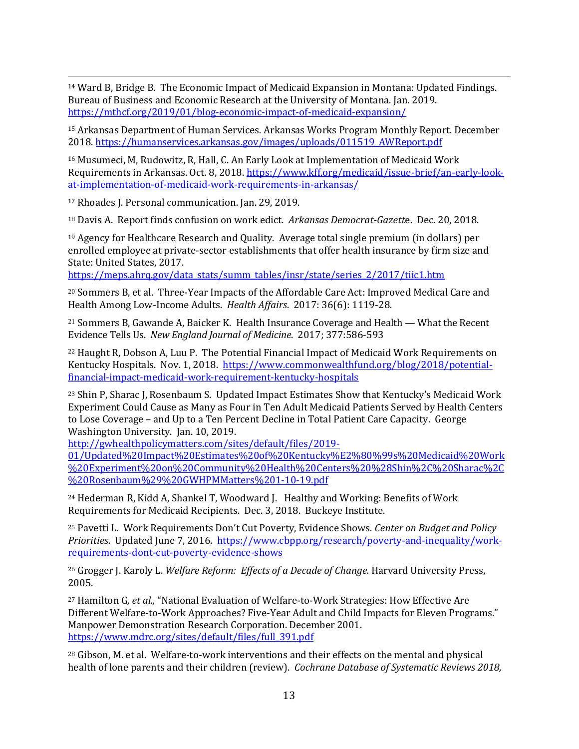[14] Ward B, Bridge B. The Economic Impact of Medicaid Expansion in Montana: Updated Findings. Bureau of Business and Economic Research at the University of Montana. Jan. 2019. https://mthcf.org/2019/01/blog-economic-impact-of-medicaid-expansion/

[15] Arkansas Department of Human Services. Arkansas Works Program Monthly Report. December 2018. https://humanservices.arkansas.gov/images/uploads/011519_AWReport.pdf

[16] Musumeci, M, Rudowitz, R, Hall, C. An Early Look at Implementation of Medicaid Work Requirements in Arkansas. Oct. 8, 2018. https://www.kff.org/medicaid/issue-brief/an-early-look-at-implementation-of-medicaid-work-requirements-in-arkansas/

[17] Rhoades J. Personal communication. Jan. 29, 2019.

[18] Davis A. Report finds confusion on work edict. *Arkansas Democrat-Gazette*. Dec. 20, 2018.

[19] Agency for Healthcare Research and Quality. Average total single premium (in dollars) per enrolled employee at private-sector establishments that offer health insurance by firm size and State: United States, 2017. https://meps.ahrq.gov/data_stats/summ_tables/insr/state/series_2/2017/tiic1.htm

[20] Sommers B, et al. Three-Year Impacts of the Affordable Care Act: Improved Medical Care and Health Among Low-Income Adults. *Health Affairs*. 2017: 36(6): 1119-28.

[21] Sommers B, Gawande A, Baicker K. Health Insurance Coverage and Health — What the Recent Evidence Tells Us. *New England Journal of Medicine*. 2017; 377:586-593

[22] Haught R, Dobson A, Luu P. The Potential Financial Impact of Medicaid Work Requirements on Kentucky Hospitals. Nov. 1, 2018. https://www.commonwealthfund.org/blog/2018/potential-financial-impact-medicaid-work-requirement-kentucky-hospitals

[23] Shin P, Sharac J, Rosenbaum S. Updated Impact Estimates Show that Kentucky's Medicaid Work Experiment Could Cause as Many as Four in Ten Adult Medicaid Patients Served by Health Centers to Lose Coverage – and Up to a Ten Percent Decline in Total Patient Care Capacity. George Washington University. Jan. 10, 2019. http://gwhealthpolicymatters.com/sites/default/files/2019-01/Updated%20Impact%20Estimates%20of%20Kentucky%E2%80%99s%20Medicaid%20Work%20Experiment%20on%20Community%20Health%20Centers%20%28Shin%2C%20Sharac%2C%20Rosenbaum%29%20GWHPMMatters%201-10-19.pdf

[24] Hederman R, Kidd A, Shankel T, Woodward J. Healthy and Working: Benefits of Work Requirements for Medicaid Recipients. Dec. 3, 2018. Buckeye Institute.

[25] Pavetti L. Work Requirements Don't Cut Poverty, Evidence Shows. *Center on Budget and Policy Priorities*. Updated June 7, 2016. https://www.cbpp.org/research/poverty-and-inequality/work-requirements-dont-cut-poverty-evidence-shows

[26] Grogger J. Karoly L. *Welfare Reform: Effects of a Decade of Change.* Harvard University Press, 2005.

[27] Hamilton G, *et al.,* "National Evaluation of Welfare-to-Work Strategies: How Effective Are Different Welfare-to-Work Approaches? Five-Year Adult and Child Impacts for Eleven Programs." Manpower Demonstration Research Corporation. December 2001. https://www.mdrc.org/sites/default/files/full_391.pdf

[28] Gibson, M. et al. Welfare-to-work interventions and their effects on the mental and physical health of lone parents and their children (review). *Cochrane Database of Systematic Reviews 2018,*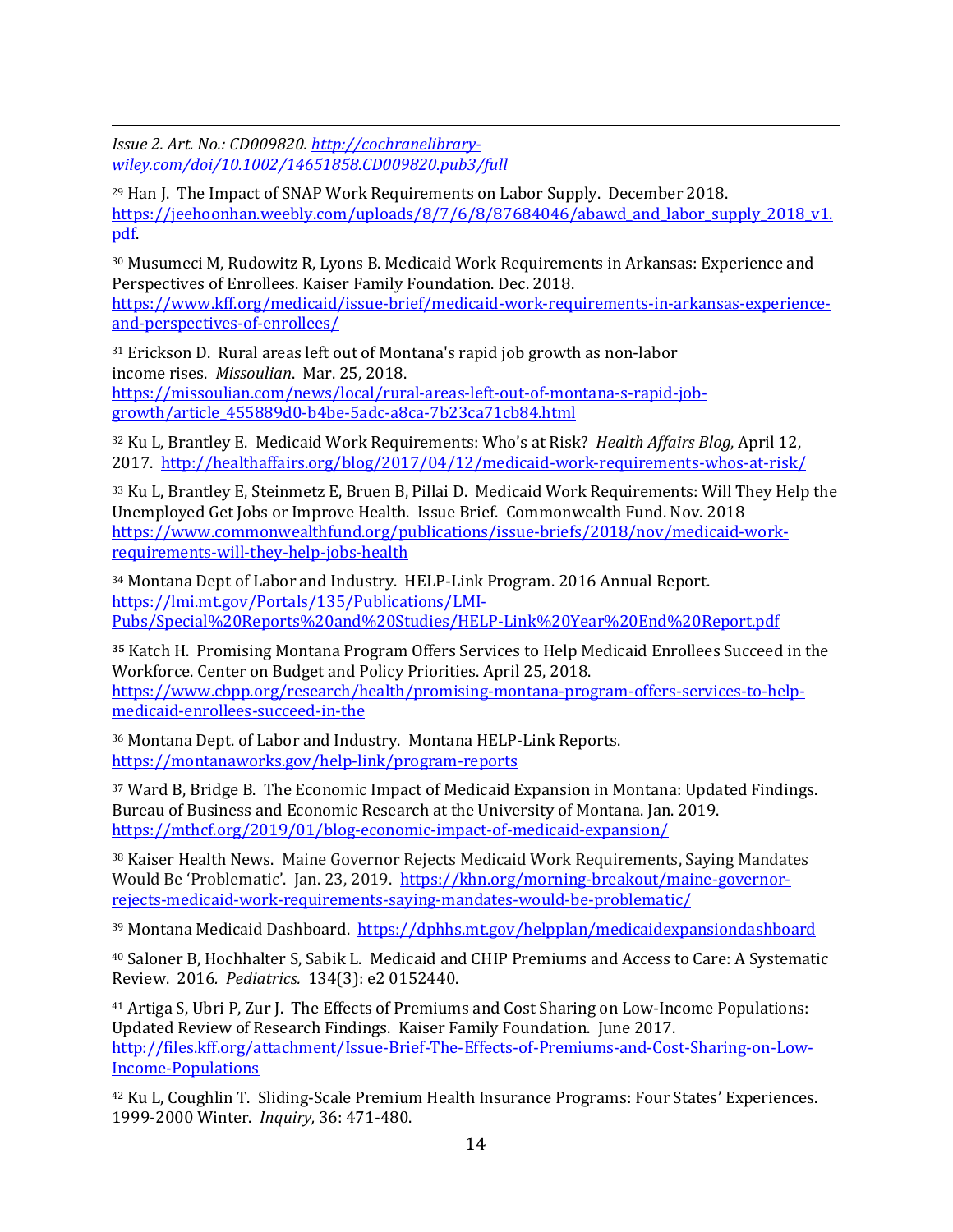*Issue 2. Art. No.: CD009820. http://cochranelibrary-wiley.com/doi/10.1002/14651858.CD009820.pub3/full*

[29] Han J. The Impact of SNAP Work Requirements on Labor Supply. December 2018. https://jeehoonhan.weebly.com/uploads/8/7/6/8/87684046/abawd_and_labor_supply_2018_v1.pdf.

[30] Musumeci M, Rudowitz R, Lyons B. Medicaid Work Requirements in Arkansas: Experience and Perspectives of Enrollees. Kaiser Family Foundation. Dec. 2018. https://www.kff.org/medicaid/issue-brief/medicaid-work-requirements-in-arkansas-experience-and-perspectives-of-enrollees/

[31] Erickson D. Rural areas left out of Montana's rapid job growth as non-labor income rises. *Missoulian*. Mar. 25, 2018. https://missoulian.com/news/local/rural-areas-left-out-of-montana-s-rapid-job-growth/article_455889d0-b4be-5adc-a8ca-7b23ca71cb84.html

[32] Ku L, Brantley E. Medicaid Work Requirements: Who's at Risk? *Health Affairs Blog*, April 12, 2017. http://healthaffairs.org/blog/2017/04/12/medicaid-work-requirements-whos-at-risk/

[33] Ku L, Brantley E, Steinmetz E, Bruen B, Pillai D. Medicaid Work Requirements: Will They Help the Unemployed Get Jobs or Improve Health. Issue Brief. Commonwealth Fund. Nov. 2018 https://www.commonwealthfund.org/publications/issue-briefs/2018/nov/medicaid-work-requirements-will-they-help-jobs-health

[34] Montana Dept of Labor and Industry. HELP-Link Program. 2016 Annual Report. https://lmi.mt.gov/Portals/135/Publications/LMI-Pubs/Special%20Reports%20and%20Studies/HELP-Link%20Year%20End%20Report.pdf

[35] Katch H. Promising Montana Program Offers Services to Help Medicaid Enrollees Succeed in the Workforce. Center on Budget and Policy Priorities. April 25, 2018. https://www.cbpp.org/research/health/promising-montana-program-offers-services-to-help-medicaid-enrollees-succeed-in-the

[36] Montana Dept. of Labor and Industry. Montana HELP-Link Reports. https://montanaworks.gov/help-link/program-reports

[37] Ward B, Bridge B. The Economic Impact of Medicaid Expansion in Montana: Updated Findings. Bureau of Business and Economic Research at the University of Montana. Jan. 2019. https://mthcf.org/2019/01/blog-economic-impact-of-medicaid-expansion/

[38] Kaiser Health News. Maine Governor Rejects Medicaid Work Requirements, Saying Mandates Would Be 'Problematic'. Jan. 23, 2019. https://khn.org/morning-breakout/maine-governor-rejects-medicaid-work-requirements-saying-mandates-would-be-problematic/

[39] Montana Medicaid Dashboard. https://dphhs.mt.gov/helpplan/medicaidexpansiondashboard

[40] Saloner B, Hochhalter S, Sabik L. Medicaid and CHIP Premiums and Access to Care: A Systematic Review. 2016. *Pediatrics.* 134(3): e2 0152440.

[41] Artiga S, Ubri P, Zur J. The Effects of Premiums and Cost Sharing on Low-Income Populations: Updated Review of Research Findings. Kaiser Family Foundation. June 2017. http://files.kff.org/attachment/Issue-Brief-The-Effects-of-Premiums-and-Cost-Sharing-on-Low-Income-Populations

[42] Ku L, Coughlin T. Sliding-Scale Premium Health Insurance Programs: Four States' Experiences. 1999-2000 Winter. *Inquiry,* 36: 471-480.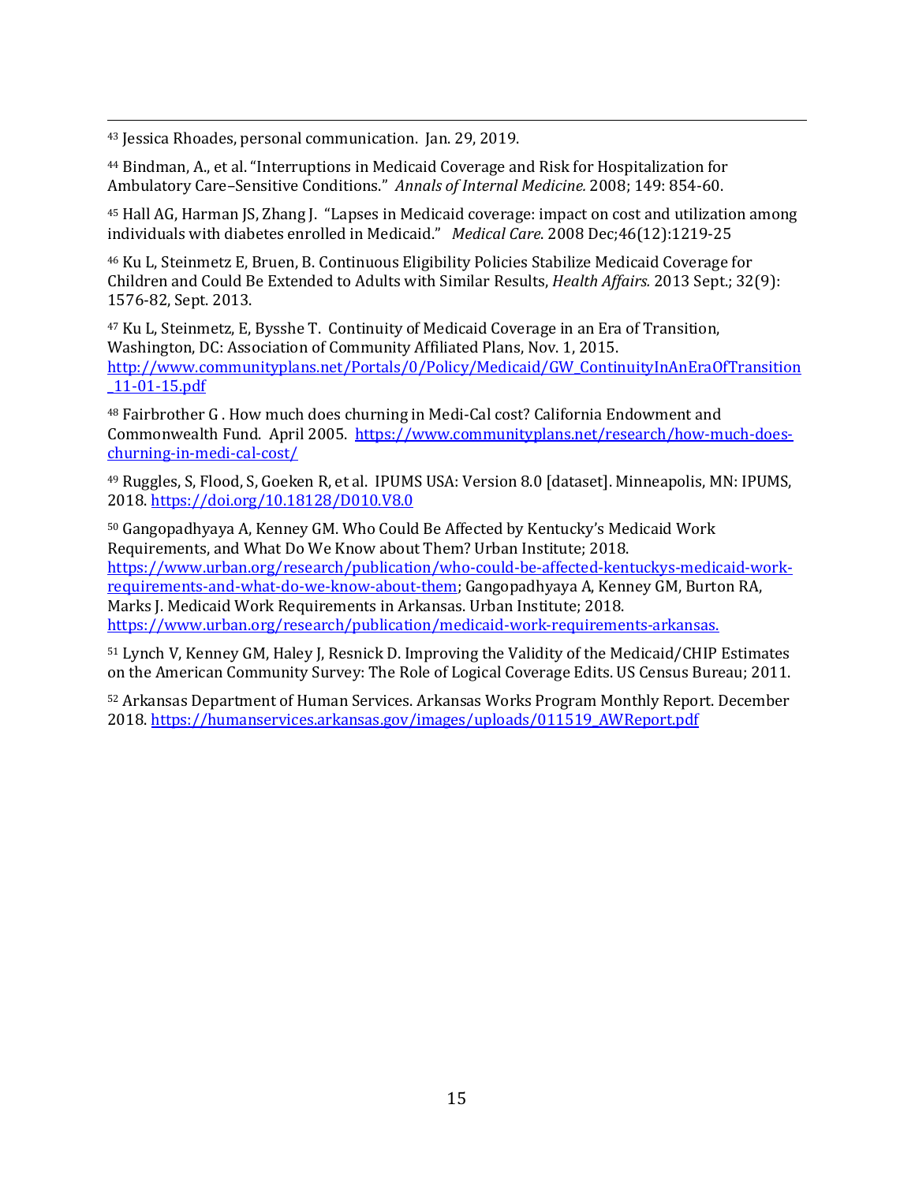[43] Jessica Rhoades, personal communication. Jan. 29, 2019.

[44] Bindman, A., et al. "Interruptions in Medicaid Coverage and Risk for Hospitalization for Ambulatory Care–Sensitive Conditions." *Annals of Internal Medicine.* 2008; 149: 854-60.

[45] Hall AG, Harman JS, Zhang J. "Lapses in Medicaid coverage: impact on cost and utilization among individuals with diabetes enrolled in Medicaid." *Medical Care*. 2008 Dec;46(12):1219-25

[46] Ku L, Steinmetz E, Bruen, B. Continuous Eligibility Policies Stabilize Medicaid Coverage for Children and Could Be Extended to Adults with Similar Results, *Health Affairs.* 2013 Sept.; 32(9): 1576-82, Sept. 2013.

[47] Ku L, Steinmetz, E, Bysshe T. Continuity of Medicaid Coverage in an Era of Transition, Washington, DC: Association of Community Affiliated Plans, Nov. 1, 2015. http://www.communityplans.net/Portals/0/Policy/Medicaid/GW_ContinuityInAnEraOfTransition_11-01-15.pdf

[48] Fairbrother G . How much does churning in Medi-Cal cost? California Endowment and Commonwealth Fund. April 2005. https://www.communityplans.net/research/how-much-does-churning-in-medi-cal-cost/

[49] Ruggles, S, Flood, S, Goeken R, et al. IPUMS USA: Version 8.0 [dataset]. Minneapolis, MN: IPUMS, 2018. https://doi.org/10.18128/D010.V8.0

[50] Gangopadhyaya A, Kenney GM. Who Could Be Affected by Kentucky's Medicaid Work Requirements, and What Do We Know about Them? Urban Institute; 2018. https://www.urban.org/research/publication/who-could-be-affected-kentuckys-medicaid-work-requirements-and-what-do-we-know-about-them; Gangopadhyaya A, Kenney GM, Burton RA, Marks J. Medicaid Work Requirements in Arkansas. Urban Institute; 2018. https://www.urban.org/research/publication/medicaid-work-requirements-arkansas.

[51] Lynch V, Kenney GM, Haley J, Resnick D. Improving the Validity of the Medicaid/CHIP Estimates on the American Community Survey: The Role of Logical Coverage Edits. US Census Bureau; 2011.

[52] Arkansas Department of Human Services. Arkansas Works Program Monthly Report. December 2018. https://humanservices.arkansas.gov/images/uploads/011519_AWReport.pdf